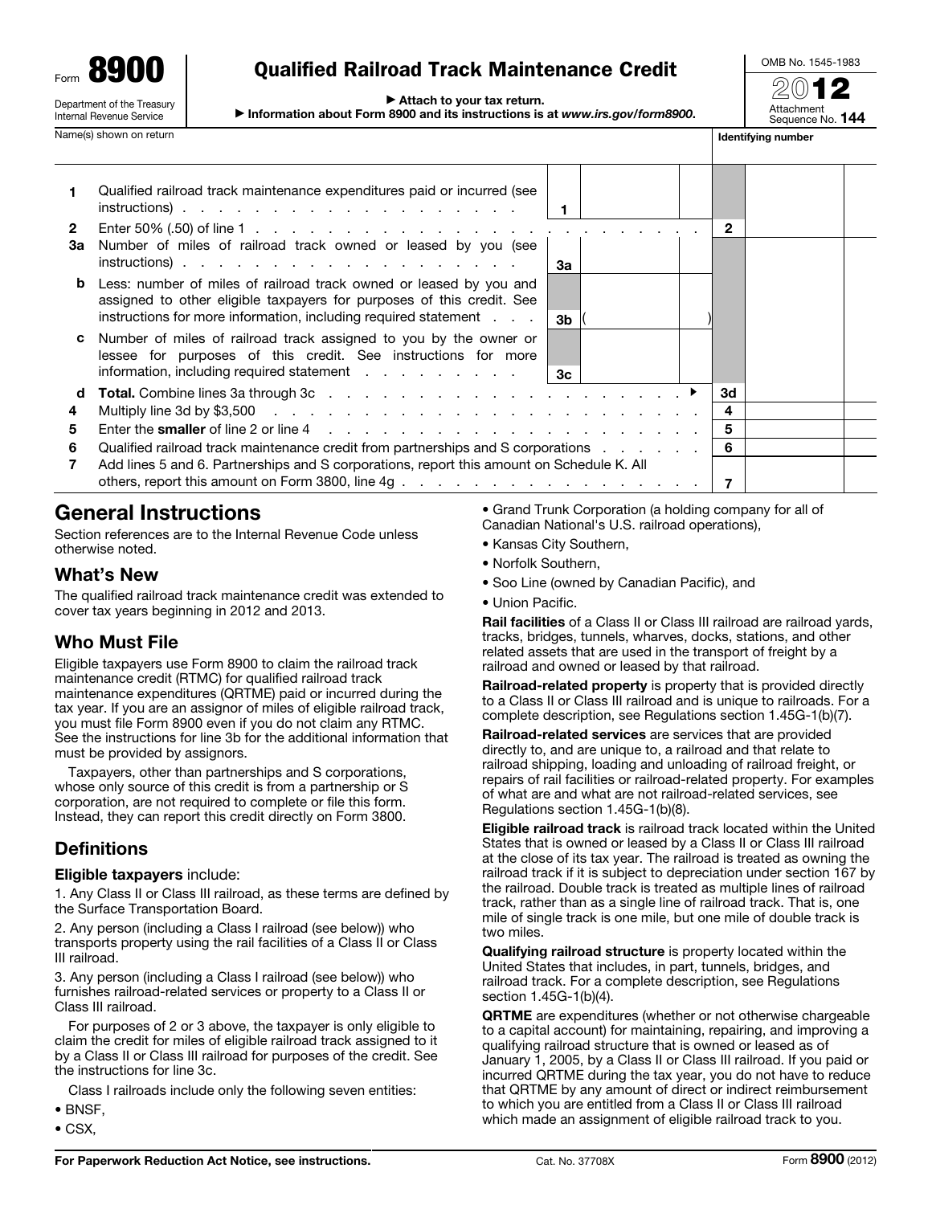Form **8900**

Department of the Treasury
Internal Revenue Service

# Qualified Railroad Track Maintenance Credit

▶ Attach to your tax return.

▶ Information about Form 8900 and its instructions is at *www.irs.gov/form8900*.

OMB No. 1545-1983

**2012**

Attachment Sequence No. **144**

Name(s) shown on return | **Identifying number**

| Line | Description | | | | |
|---|---|---|---|---|---|
| **1** | Qualified railroad track maintenance expenditures paid or incurred (see instructions) | 1 | | | |
| **2** | Enter 50% (.50) of line 1 | | | 2 | |
| **3a** | Number of miles of railroad track owned or leased by you (see instructions) | 3a | | | |
| **b** | Less: number of miles of railroad track owned or leased by you and assigned to other eligible taxpayers for purposes of this credit. See instructions for more information, including required statement | 3b | ( ) | | |
| **c** | Number of miles of railroad track assigned to you by the owner or lessee for purposes of this credit. See instructions for more information, including required statement | 3c | | | |
| **d** | **Total.** Combine lines 3a through 3c ▶ | | | 3d | |
| **4** | Multiply line 3d by $3,500 | | | 4 | |
| **5** | Enter the **smaller** of line 2 or line 4 | | | 5 | |
| **6** | Qualified railroad track maintenance credit from partnerships and S corporations | | | 6 | |
| **7** | Add lines 5 and 6. Partnerships and S corporations, report this amount on Schedule K. All others, report this amount on Form 3800, line 4g | | | 7 | |

## General Instructions

Section references are to the Internal Revenue Code unless otherwise noted.

### What's New

The qualified railroad track maintenance credit was extended to cover tax years beginning in 2012 and 2013.

### Who Must File

Eligible taxpayers use Form 8900 to claim the railroad track maintenance credit (RTMC) for qualified railroad track maintenance expenditures (QRTME) paid or incurred during the tax year. If you are an assignor of miles of eligible railroad track, you must file Form 8900 even if you do not claim any RTMC. See the instructions for line 3b for the additional information that must be provided by assignors.

Taxpayers, other than partnerships and S corporations, whose only source of this credit is from a partnership or S corporation, are not required to complete or file this form. Instead, they can report this credit directly on Form 3800.

### Definitions

**Eligible taxpayers** include:

1. Any Class II or Class III railroad, as these terms are defined by the Surface Transportation Board.

2. Any person (including a Class I railroad (see below)) who transports property using the rail facilities of a Class II or Class III railroad.

3. Any person (including a Class I railroad (see below)) who furnishes railroad-related services or property to a Class II or Class III railroad.

For purposes of 2 or 3 above, the taxpayer is only eligible to claim the credit for miles of eligible railroad track assigned to it by a Class II or Class III railroad for purposes of the credit. See the instructions for line 3c.

Class I railroads include only the following seven entities:

- BNSF,
- CSX,
- Grand Trunk Corporation (a holding company for all of Canadian National's U.S. railroad operations),
- Kansas City Southern,
- Norfolk Southern,
- Soo Line (owned by Canadian Pacific), and
- Union Pacific.

**Rail facilities** of a Class II or Class III railroad are railroad yards, tracks, bridges, tunnels, wharves, docks, stations, and other related assets that are used in the transport of freight by a railroad and owned or leased by that railroad.

**Railroad-related property** is property that is provided directly to a Class II or Class III railroad and is unique to railroads. For a complete description, see Regulations section 1.45G-1(b)(7).

**Railroad-related services** are services that are provided directly to, and are unique to, a railroad and that relate to railroad shipping, loading and unloading of railroad freight, or repairs of rail facilities or railroad-related property. For examples of what are and what are not railroad-related services, see Regulations section 1.45G-1(b)(8).

**Eligible railroad track** is railroad track located within the United States that is owned or leased by a Class II or Class III railroad at the close of its tax year. The railroad is treated as owning the railroad track if it is subject to depreciation under section 167 by the railroad. Double track is treated as multiple lines of railroad track, rather than as a single line of railroad track. That is, one mile of single track is one mile, but one mile of double track is two miles.

**Qualifying railroad structure** is property located within the United States that includes, in part, tunnels, bridges, and railroad track. For a complete description, see Regulations section 1.45G-1(b)(4).

**QRTME** are expenditures (whether or not otherwise chargeable to a capital account) for maintaining, repairing, and improving a qualifying railroad structure that is owned or leased as of January 1, 2005, by a Class II or Class III railroad. If you paid or incurred QRTME during the tax year, you do not have to reduce that QRTME by any amount of direct or indirect reimbursement to which you are entitled from a Class II or Class III railroad which made an assignment of eligible railroad track to you.

**For Paperwork Reduction Act Notice, see instructions.** Cat. No. 37708X Form **8900** (2012)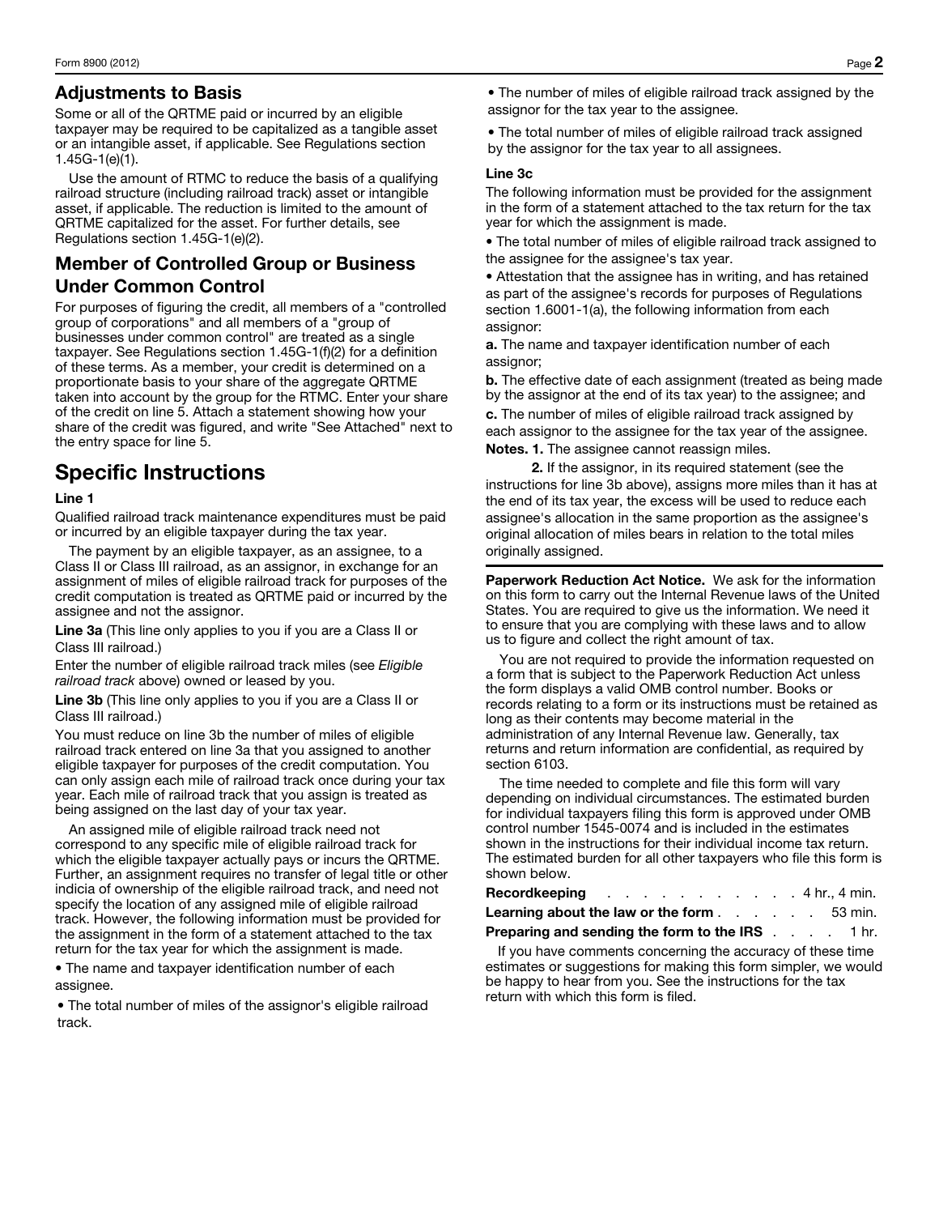## Adjustments to Basis

Some or all of the QRTME paid or incurred by an eligible taxpayer may be required to be capitalized as a tangible asset or an intangible asset, if applicable. See Regulations section 1.45G-1(e)(1).

Use the amount of RTMC to reduce the basis of a qualifying railroad structure (including railroad track) asset or intangible asset, if applicable. The reduction is limited to the amount of QRTME capitalized for the asset. For further details, see Regulations section 1.45G-1(e)(2).

## Member of Controlled Group or Business Under Common Control

For purposes of figuring the credit, all members of a "controlled group of corporations" and all members of a "group of businesses under common control" are treated as a single taxpayer. See Regulations section 1.45G-1(f)(2) for a definition of these terms. As a member, your credit is determined on a proportionate basis to your share of the aggregate QRTME taken into account by the group for the RTMC. Enter your share of the credit on line 5. Attach a statement showing how your share of the credit was figured, and write "See Attached" next to the entry space for line 5.

# Specific Instructions

**Line 1**

Qualified railroad track maintenance expenditures must be paid or incurred by an eligible taxpayer during the tax year.

The payment by an eligible taxpayer, as an assignee, to a Class II or Class III railroad, as an assignor, in exchange for an assignment of miles of eligible railroad track for purposes of the credit computation is treated as QRTME paid or incurred by the assignee and not the assignor.

**Line 3a** (This line only applies to you if you are a Class II or Class III railroad.)

Enter the number of eligible railroad track miles (see *Eligible railroad track* above) owned or leased by you.

**Line 3b** (This line only applies to you if you are a Class II or Class III railroad.)

You must reduce on line 3b the number of miles of eligible railroad track entered on line 3a that you assigned to another eligible taxpayer for purposes of the credit computation. You can only assign each mile of railroad track once during your tax year. Each mile of railroad track that you assign is treated as being assigned on the last day of your tax year.

An assigned mile of eligible railroad track need not correspond to any specific mile of eligible railroad track for which the eligible taxpayer actually pays or incurs the QRTME. Further, an assignment requires no transfer of legal title or other indicia of ownership of the eligible railroad track, and need not specify the location of any assigned mile of eligible railroad track. However, the following information must be provided for the assignment in the form of a statement attached to the tax return for the tax year for which the assignment is made.

- The name and taxpayer identification number of each assignee.
- The total number of miles of the assignor's eligible railroad track.
- The number of miles of eligible railroad track assigned by the assignor for the tax year to the assignee.
- The total number of miles of eligible railroad track assigned by the assignor for the tax year to all assignees.

**Line 3c**

The following information must be provided for the assignment in the form of a statement attached to the tax return for the tax year for which the assignment is made.

- The total number of miles of eligible railroad track assigned to the assignee for the assignee's tax year.
- Attestation that the assignee has in writing, and has retained as part of the assignee's records for purposes of Regulations section 1.6001-1(a), the following information from each assignor:

**a.** The name and taxpayer identification number of each assignor;

**b.** The effective date of each assignment (treated as being made by the assignor at the end of its tax year) to the assignee; and

**c.** The number of miles of eligible railroad track assigned by each assignor to the assignee for the tax year of the assignee.

**Notes. 1.** The assignee cannot reassign miles.

**2.** If the assignor, in its required statement (see the instructions for line 3b above), assigns more miles than it has at the end of its tax year, the excess will be used to reduce each assignee's allocation in the same proportion as the assignee's original allocation of miles bears in relation to the total miles originally assigned.

**Paperwork Reduction Act Notice.** We ask for the information on this form to carry out the Internal Revenue laws of the United States. You are required to give us the information. We need it to ensure that you are complying with these laws and to allow us to figure and collect the right amount of tax.

You are not required to provide the information requested on a form that is subject to the Paperwork Reduction Act unless the form displays a valid OMB control number. Books or records relating to a form or its instructions must be retained as long as their contents may become material in the administration of any Internal Revenue law. Generally, tax returns and return information are confidential, as required by section 6103.

The time needed to complete and file this form will vary depending on individual circumstances. The estimated burden for individual taxpayers filing this form is approved under OMB control number 1545-0074 and is included in the estimates shown in the instructions for their individual income tax return. The estimated burden for all other taxpayers who file this form is shown below.

| | |
|---|---|
| **Recordkeeping** | 4 hr., 4 min. |
| **Learning about the law or the form** | 53 min. |
| **Preparing and sending the form to the IRS** | 1 hr. |

If you have comments concerning the accuracy of these time estimates or suggestions for making this form simpler, we would be happy to hear from you. See the instructions for the tax return with which this form is filed.